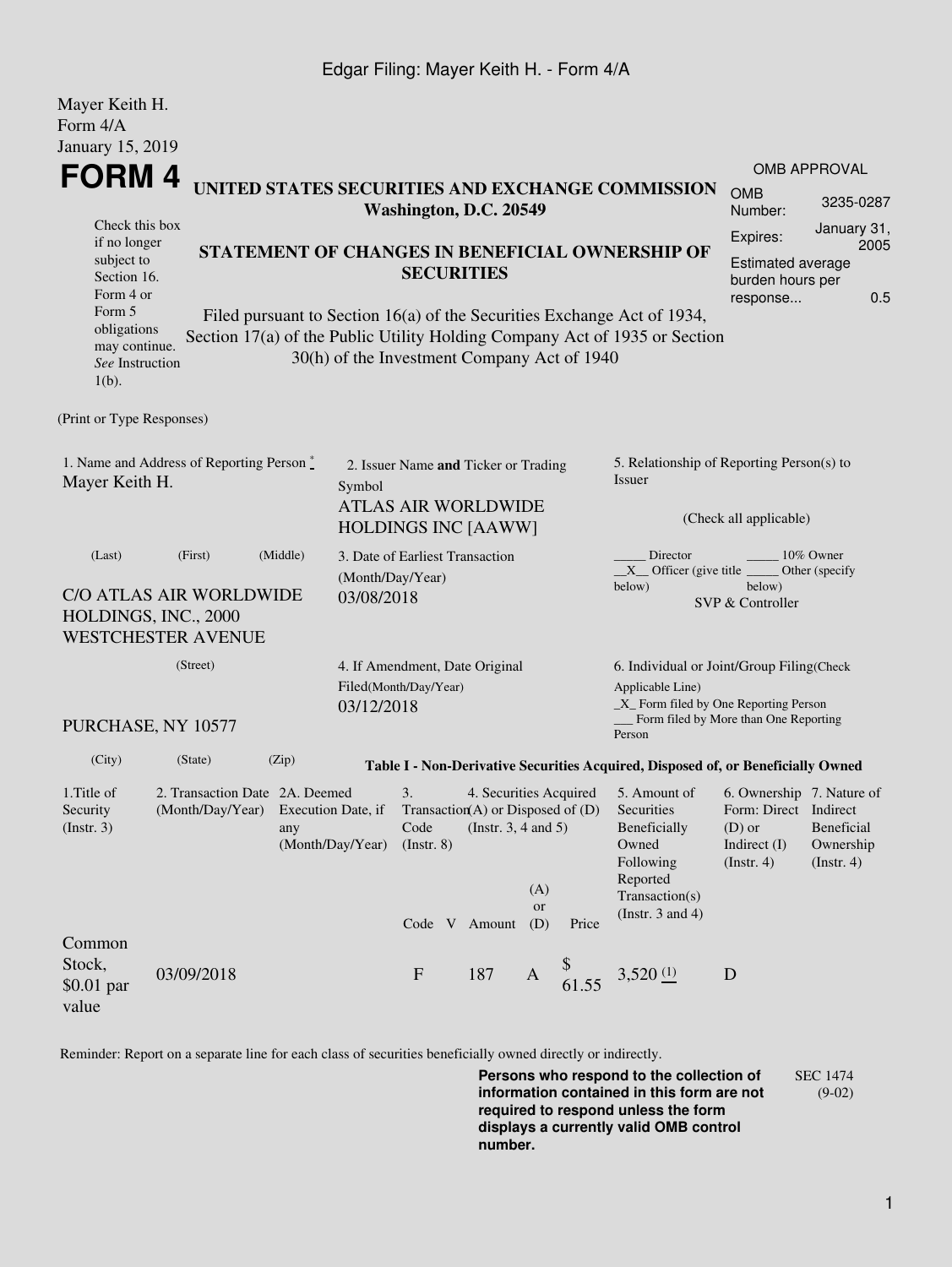Mayer Keith H.
Form 4/A
January 15, 2019

# FORM 4

**UNITED STATES SECURITIES AND EXCHANGE COMMISSION**
**Washington, D.C. 20549**

Check this box if no longer subject to Section 16. Form 4 or Form 5 obligations may continue. *See* Instruction 1(b).

**STATEMENT OF CHANGES IN BENEFICIAL OWNERSHIP OF SECURITIES**

Filed pursuant to Section 16(a) of the Securities Exchange Act of 1934, Section 17(a) of the Public Utility Holding Company Act of 1935 or Section 30(h) of the Investment Company Act of 1940

| OMB APPROVAL | |
|---|---|
| OMB Number: | 3235-0287 |
| Expires: | January 31, 2005 |
| Estimated average burden hours per response... | 0.5 |

(Print or Type Responses)

1. Name and Address of Reporting Person *
Mayer Keith H.

(Last) (First) (Middle)

C/O ATLAS AIR WORLDWIDE HOLDINGS, INC., 2000 WESTCHESTER AVENUE

(Street)

PURCHASE, NY 10577

(City) (State) (Zip)

2. Issuer Name **and** Ticker or Trading Symbol
ATLAS AIR WORLDWIDE HOLDINGS INC [AAWW]

3. Date of Earliest Transaction (Month/Day/Year)
03/08/2018

4. If Amendment, Date Original Filed(Month/Day/Year)
03/12/2018

5. Relationship of Reporting Person(s) to Issuer

(Check all applicable)

_____ Director _____ 10% Owner
__X__ Officer (give title below) _____ Other (specify below)
SVP & Controller

6. Individual or Joint/Group Filing(Check Applicable Line)
_X_ Form filed by One Reporting Person
___ Form filed by More than One Reporting Person

**Table I - Non-Derivative Securities Acquired, Disposed of, or Beneficially Owned**

| 1.Title of Security (Instr. 3) | 2. Transaction Date (Month/Day/Year) | 2A. Deemed Execution Date, if any (Month/Day/Year) | 3. Transaction Code (Instr. 8) | | 4. Securities Acquired (A) or Disposed of (D) (Instr. 3, 4 and 5) | | | 5. Amount of Securities Beneficially Owned Following Reported Transaction(s) (Instr. 3 and 4) | 6. Ownership Form: Direct (D) or Indirect (I) (Instr. 4) | 7. Nature of Indirect Beneficial Ownership (Instr. 4) |
|---|---|---|---|---|---|---|---|---|---|---|
| | | | Code | V | Amount | (A) or (D) | Price | | | |
| Common Stock, $0.01 par value | 03/09/2018 | | F | | 187 | A | $ 61.55 | 3,520 (1) | D | |

Reminder: Report on a separate line for each class of securities beneficially owned directly or indirectly.

**Persons who respond to the collection of information contained in this form are not required to respond unless the form displays a currently valid OMB control number.**

SEC 1474 (9-02)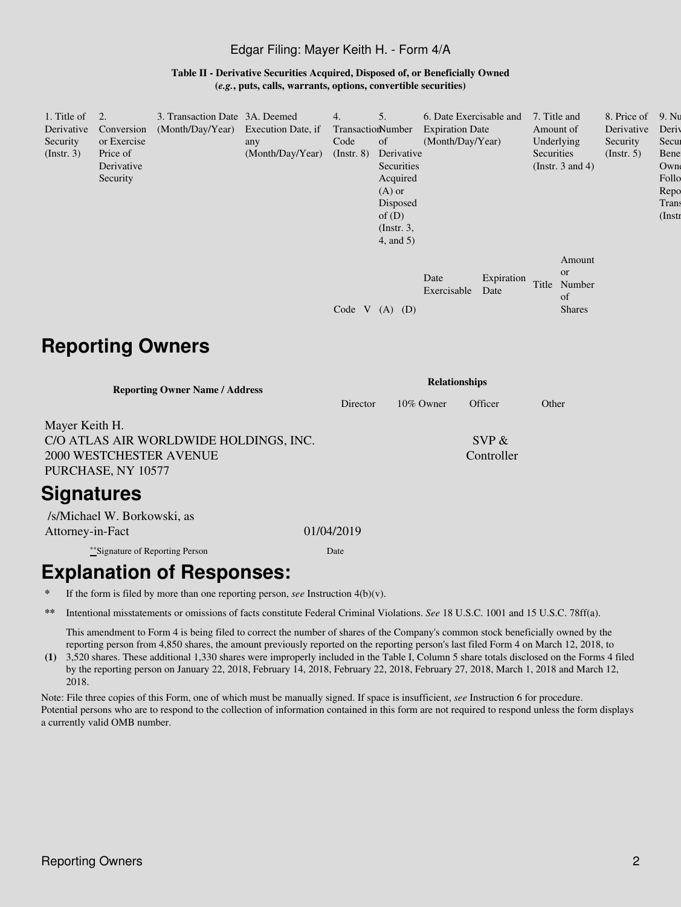**Table II - Derivative Securities Acquired, Disposed of, or Beneficially Owned**
**(*e.g.*, puts, calls, warrants, options, convertible securities)**

| 1. Title of Derivative Security (Instr. 3) | 2. Conversion or Exercise Price of Derivative Security | 3. Transaction Date (Month/Day/Year) | 3A. Deemed Execution Date, if any (Month/Day/Year) | 4. Transaction Code (Instr. 8) | | 5. Number of Derivative Securities Acquired (A) or Disposed of (D) (Instr. 3, 4, and 5) | | 6. Date Exercisable and Expiration Date (Month/Day/Year) | | 7. Title and Amount of Underlying Securities (Instr. 3 and 4) | | 8. Price of Derivative Security (Instr. 5) | 9. Nu Deriv Secur Bene Own Follo Repo Trans (Instr |
|---|---|---|---|---|---|---|---|---|---|---|---|---|---|
| | | | | Code | V | (A) | (D) | Date Exercisable | Expiration Date | Title | Amount or Number of Shares | | |

# Reporting Owners

| Reporting Owner Name / Address | Relationships | | | |
|---|---|---|---|---|
| | Director | 10% Owner | Officer | Other |
| Mayer Keith H.<br>C/O ATLAS AIR WORLDWIDE HOLDINGS, INC.<br>2000 WESTCHESTER AVENUE<br>PURCHASE, NY 10577 | | | SVP & Controller | |

# Signatures

| | |
|---|---|
| /s/Michael W. Borkowski, as Attorney-in-Fact | 01/04/2019 |
| **Signature of Reporting Person | Date |

# Explanation of Responses:

\* If the form is filed by more than one reporting person, *see* Instruction 4(b)(v).

\*\* Intentional misstatements or omissions of facts constitute Federal Criminal Violations. *See* 18 U.S.C. 1001 and 15 U.S.C. 78ff(a).

**(1)** This amendment to Form 4 is being filed to correct the number of shares of the Company's common stock beneficially owned by the reporting person from 4,850 shares, the amount previously reported on the reporting person's last filed Form 4 on March 12, 2018, to 3,520 shares. These additional 1,330 shares were improperly included in the Table I, Column 5 share totals disclosed on the Forms 4 filed by the reporting person on January 22, 2018, February 14, 2018, February 22, 2018, February 27, 2018, March 1, 2018 and March 12, 2018.

Note: File three copies of this Form, one of which must be manually signed. If space is insufficient, *see* Instruction 6 for procedure.
Potential persons who are to respond to the collection of information contained in this form are not required to respond unless the form displays a currently valid OMB number.